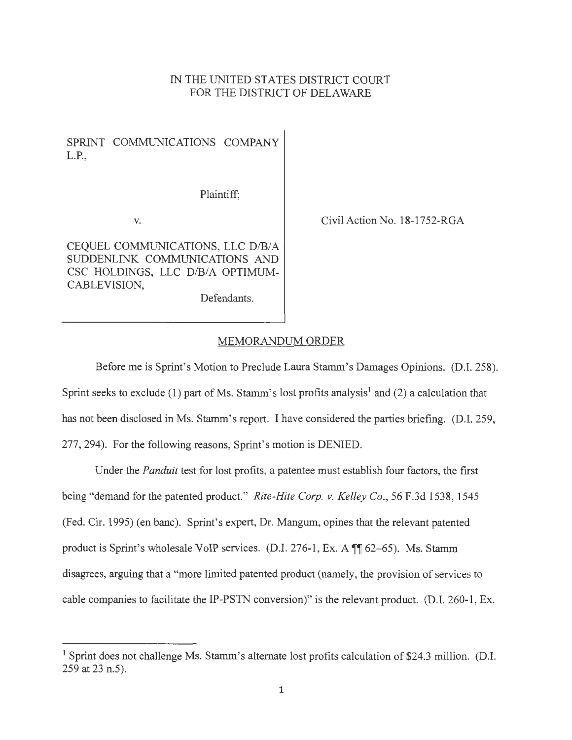IN THE UNITED STATES DISTRICT COURT
FOR THE DISTRICT OF DELAWARE

SPRINT COMMUNICATIONS COMPANY L.P.,

Plaintiff;

v.

CEQUEL COMMUNICATIONS, LLC D/B/A SUDDENLINK COMMUNICATIONS AND CSC HOLDINGS, LLC D/B/A OPTIMUM-CABLEVISION,

Defendants.

Civil Action No. 18-1752-RGA

## MEMORANDUM ORDER

Before me is Sprint's Motion to Preclude Laura Stamm's Damages Opinions. (D.I. 258). Sprint seeks to exclude (1) part of Ms. Stamm's lost profits analysis[1] and (2) a calculation that has not been disclosed in Ms. Stamm's report. I have considered the parties briefing. (D.I. 259, 277, 294). For the following reasons, Sprint's motion is DENIED.

Under the *Panduit* test for lost profits, a patentee must establish four factors, the first being "demand for the patented product." *Rite-Hite Corp. v. Kelley Co.*, 56 F.3d 1538, 1545 (Fed. Cir. 1995) (en banc). Sprint's expert, Dr. Mangum, opines that the relevant patented product is Sprint's wholesale VoIP services. (D.I. 276-1, Ex. A ¶¶ 62–65). Ms. Stamm disagrees, arguing that a "more limited patented product (namely, the provision of services to cable companies to facilitate the IP-PSTN conversion)" is the relevant product. (D.I. 260-1, Ex.

[1] Sprint does not challenge Ms. Stamm's alternate lost profits calculation of $24.3 million. (D.I. 259 at 23 n.5).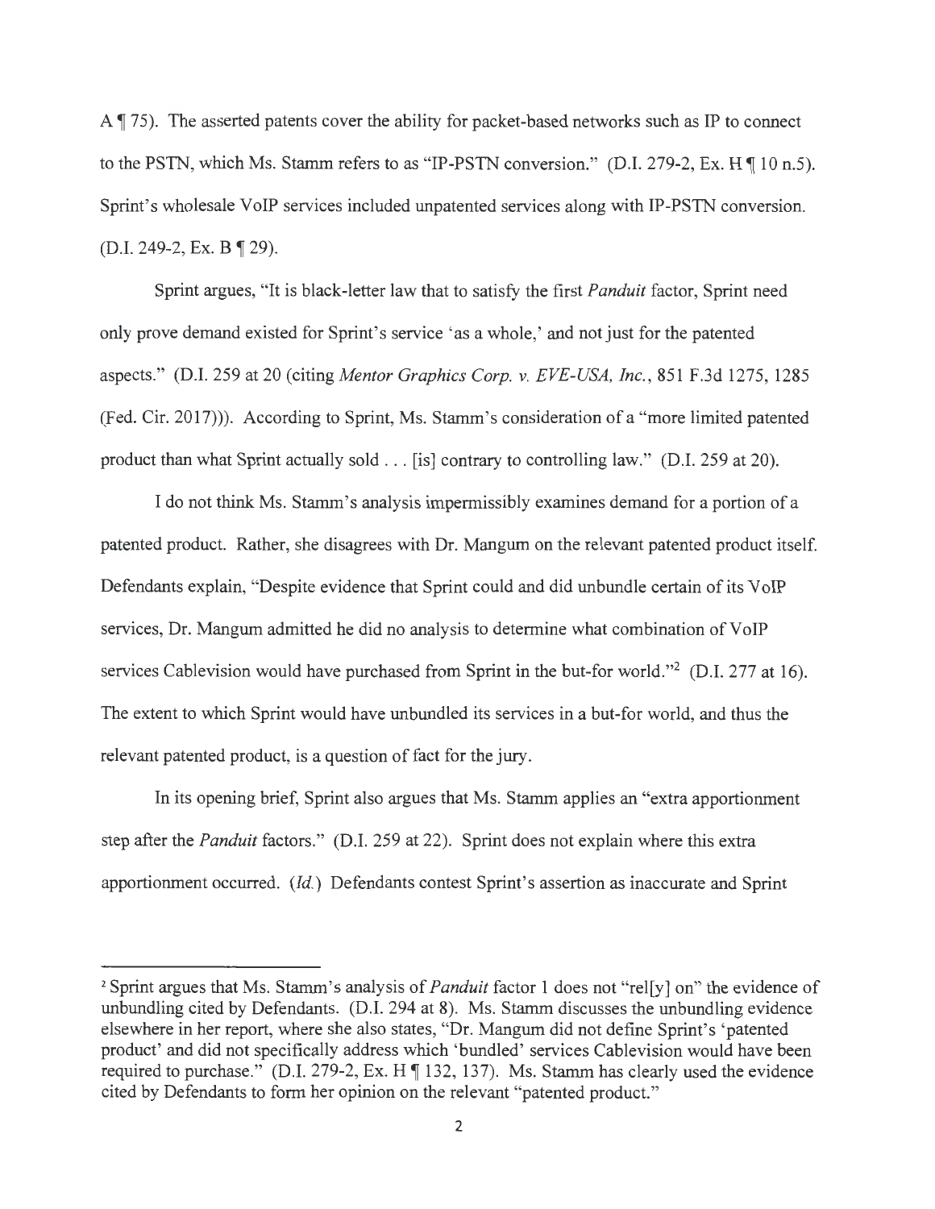A ¶ 75). The asserted patents cover the ability for packet-based networks such as IP to connect to the PSTN, which Ms. Stamm refers to as "IP-PSTN conversion." (D.I. 279-2, Ex. H ¶ 10 n.5). Sprint's wholesale VoIP services included unpatented services along with IP-PSTN conversion. (D.I. 249-2, Ex. B ¶ 29).

Sprint argues, "It is black-letter law that to satisfy the first *Panduit* factor, Sprint need only prove demand existed for Sprint's service 'as a whole,' and not just for the patented aspects." (D.I. 259 at 20 (citing *Mentor Graphics Corp. v. EVE-USA, Inc.*, 851 F.3d 1275, 1285 (Fed. Cir. 2017))). According to Sprint, Ms. Stamm's consideration of a "more limited patented product than what Sprint actually sold . . . [is] contrary to controlling law." (D.I. 259 at 20).

I do not think Ms. Stamm's analysis impermissibly examines demand for a portion of a patented product. Rather, she disagrees with Dr. Mangum on the relevant patented product itself. Defendants explain, "Despite evidence that Sprint could and did unbundle certain of its VoIP services, Dr. Mangum admitted he did no analysis to determine what combination of VoIP services Cablevision would have purchased from Sprint in the but-for world."[2] (D.I. 277 at 16). The extent to which Sprint would have unbundled its services in a but-for world, and thus the relevant patented product, is a question of fact for the jury.

In its opening brief, Sprint also argues that Ms. Stamm applies an "extra apportionment step after the *Panduit* factors." (D.I. 259 at 22). Sprint does not explain where this extra apportionment occurred. (*Id.*) Defendants contest Sprint's assertion as inaccurate and Sprint

---

[2] Sprint argues that Ms. Stamm's analysis of *Panduit* factor 1 does not "rel[y] on" the evidence of unbundling cited by Defendants. (D.I. 294 at 8). Ms. Stamm discusses the unbundling evidence elsewhere in her report, where she also states, "Dr. Mangum did not define Sprint's 'patented product' and did not specifically address which 'bundled' services Cablevision would have been required to purchase." (D.I. 279-2, Ex. H ¶ 132, 137). Ms. Stamm has clearly used the evidence cited by Defendants to form her opinion on the relevant "patented product."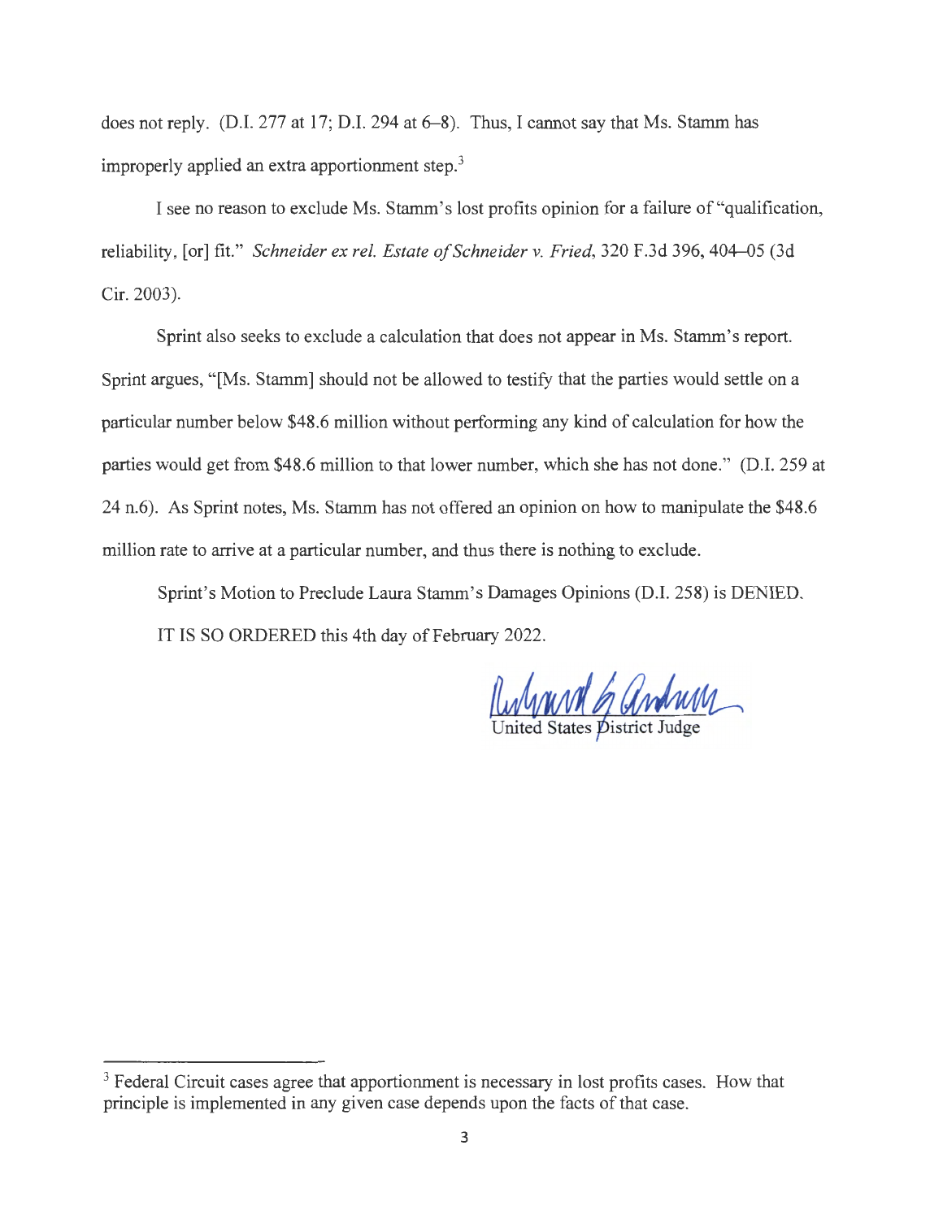does not reply. (D.I. 277 at 17; D.I. 294 at 6–8). Thus, I cannot say that Ms. Stamm has improperly applied an extra apportionment step.[3]

I see no reason to exclude Ms. Stamm's lost profits opinion for a failure of "qualification, reliability, [or] fit." *Schneider ex rel. Estate of Schneider v. Fried*, 320 F.3d 396, 404–05 (3d Cir. 2003).

Sprint also seeks to exclude a calculation that does not appear in Ms. Stamm's report. Sprint argues, "[Ms. Stamm] should not be allowed to testify that the parties would settle on a particular number below $48.6 million without performing any kind of calculation for how the parties would get from $48.6 million to that lower number, which she has not done." (D.I. 259 at 24 n.6). As Sprint notes, Ms. Stamm has not offered an opinion on how to manipulate the $48.6 million rate to arrive at a particular number, and thus there is nothing to exclude.

Sprint's Motion to Preclude Laura Stamm's Damages Opinions (D.I. 258) is DENIED.

IT IS SO ORDERED this 4th day of February 2022.

United States District Judge

---

[3] Federal Circuit cases agree that apportionment is necessary in lost profits cases. How that principle is implemented in any given case depends upon the facts of that case.